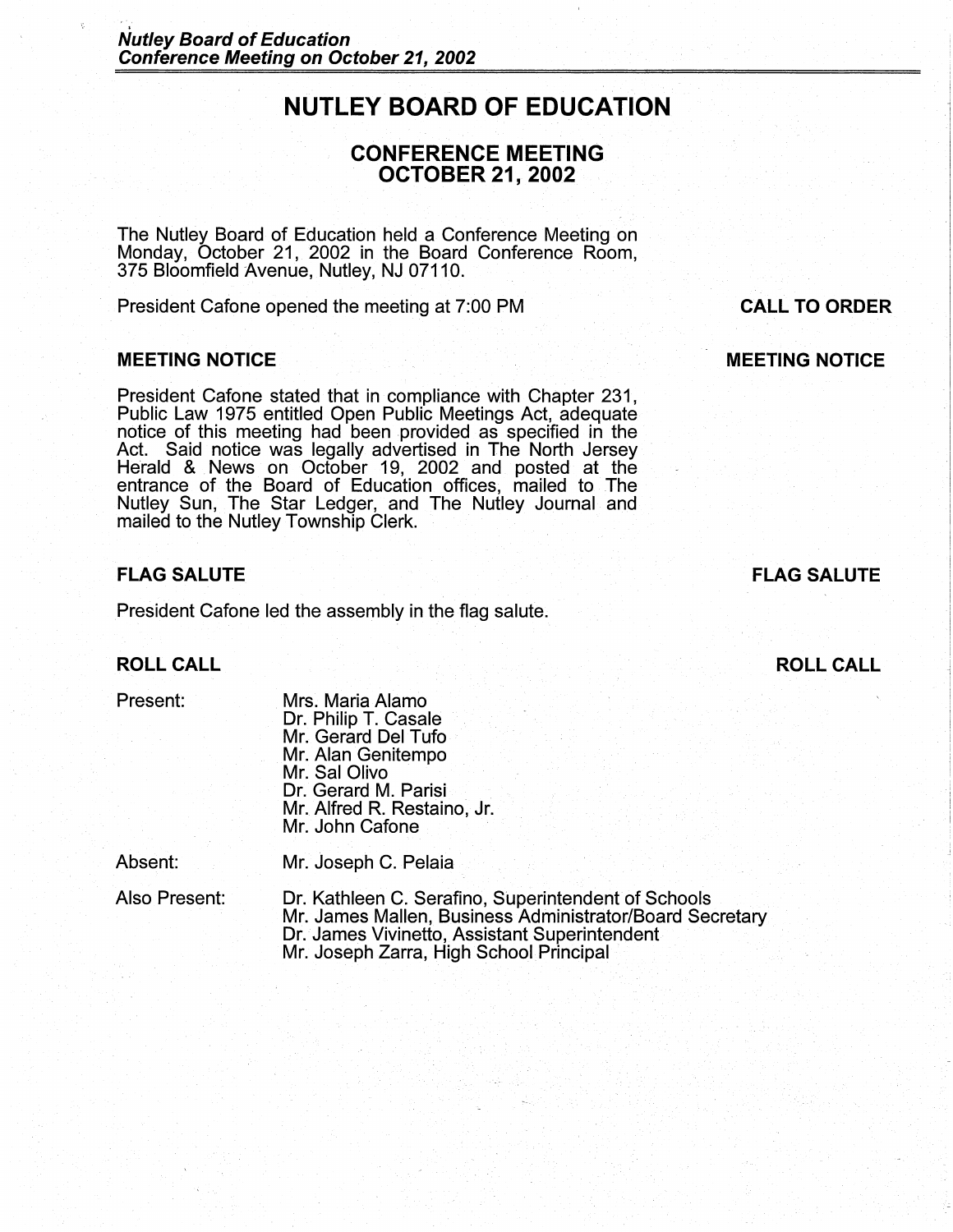# NUTLEY BOARD OF EDUCATION

## CONFERENCE MEETING
## OCTOBER 21, 2002

The Nutley Board of Education held a Conference Meeting on Monday, October 21, 2002 in the Board Conference Room, 375 Bloomfield Avenue, Nutley, NJ 07110.

**CALL TO ORDER**

President Cafone opened the meeting at 7:00 PM

### MEETING NOTICE

President Cafone stated that in compliance with Chapter 231, Public Law 1975 entitled Open Public Meetings Act, adequate notice of this meeting had been provided as specified in the Act. Said notice was legally advertised in The North Jersey Herald & News on October 19, 2002 and posted at the entrance of the Board of Education offices, mailed to The Nutley Sun, The Star Ledger, and The Nutley Journal and mailed to the Nutley Township Clerk.

### FLAG SALUTE

President Cafone led the assembly in the flag salute.

### ROLL CALL

Present:
- Mrs. Maria Alamo
- Dr. Philip T. Casale
- Mr. Gerard Del Tufo
- Mr. Alan Genitempo
- Mr. Sal Olivo
- Dr. Gerard M. Parisi
- Mr. Alfred R. Restaino, Jr.
- Mr. John Cafone

Absent:
- Mr. Joseph C. Pelaia

Also Present:
- Dr. Kathleen C. Serafino, Superintendent of Schools
- Mr. James Mallen, Business Administrator/Board Secretary
- Dr. James Vivinetto, Assistant Superintendent
- Mr. Joseph Zarra, High School Principal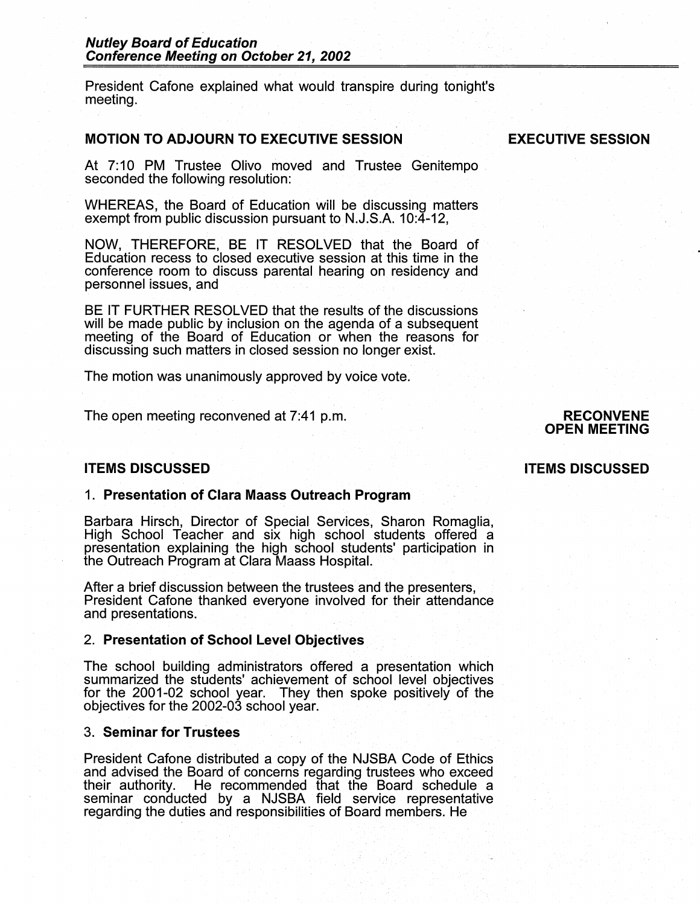President Cafone explained what would transpire during tonight's meeting.

## MOTION TO ADJOURN TO EXECUTIVE SESSION

**EXECUTIVE SESSION**

At 7:10 PM Trustee Olivo moved and Trustee Genitempo seconded the following resolution:

WHEREAS, the Board of Education will be discussing matters exempt from public discussion pursuant to N.J.S.A. 10:4-12,

NOW, THEREFORE, BE IT RESOLVED that the Board of Education recess to closed executive session at this time in the conference room to discuss parental hearing on residency and personnel issues, and

BE IT FURTHER RESOLVED that the results of the discussions will be made public by inclusion on the agenda of a subsequent meeting of the Board of Education or when the reasons for discussing such matters in closed session no longer exist.

The motion was unanimously approved by voice vote.

**RECONVENE OPEN MEETING**

The open meeting reconvened at 7:41 p.m.

## ITEMS DISCUSSED

**ITEMS DISCUSSED**

1. **Presentation of Clara Maass Outreach Program**

Barbara Hirsch, Director of Special Services, Sharon Romaglia, High School Teacher and six high school students offered a presentation explaining the high school students' participation in the Outreach Program at Clara Maass Hospital.

After a brief discussion between the trustees and the presenters, President Cafone thanked everyone involved for their attendance and presentations.

2. **Presentation of School Level Objectives**

The school building administrators offered a presentation which summarized the students' achievement of school level objectives for the 2001-02 school year. They then spoke positively of the objectives for the 2002-03 school year.

3. **Seminar for Trustees**

President Cafone distributed a copy of the NJSBA Code of Ethics and advised the Board of concerns regarding trustees who exceed their authority. He recommended that the Board schedule a seminar conducted by a NJSBA field service representative regarding the duties and responsibilities of Board members. He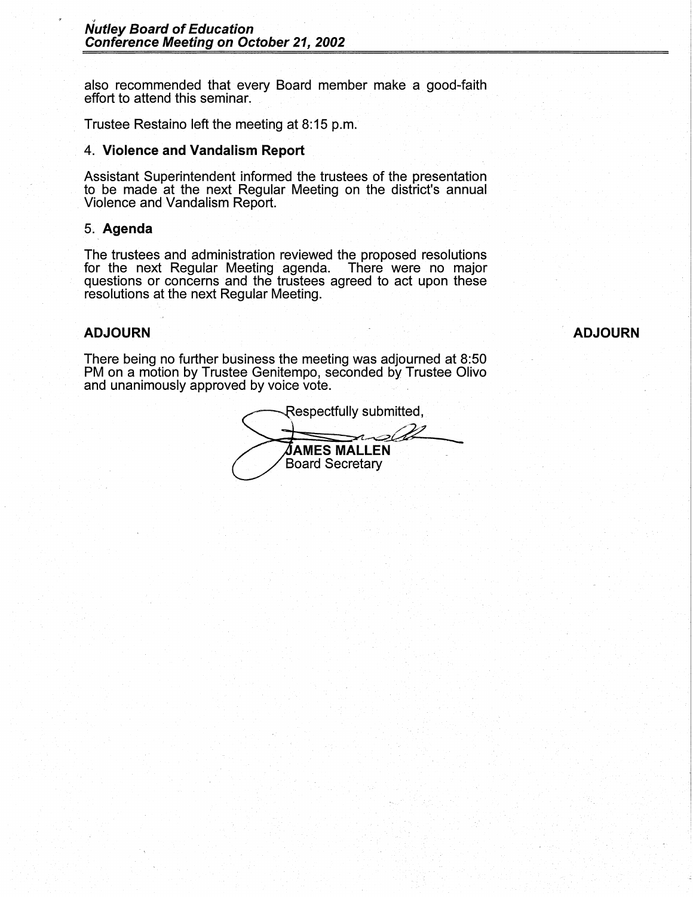also recommended that every Board member make a good-faith effort to attend this seminar.

Trustee Restaino left the meeting at 8:15 p.m.

4. **Violence and Vandalism Report**

Assistant Superintendent informed the trustees of the presentation to be made at the next Regular Meeting on the district's annual Violence and Vandalism Report.

5. **Agenda**

The trustees and administration reviewed the proposed resolutions for the next Regular Meeting agenda. There were no major questions or concerns and the trustees agreed to act upon these resolutions at the next Regular Meeting.

## ADJOURN

**ADJOURN**

There being no further business the meeting was adjourned at 8:50 PM on a motion by Trustee Genitempo, seconded by Trustee Olivo and unanimously approved by voice vote.

Respectfully submitted,

**JAMES MALLEN**
Board Secretary